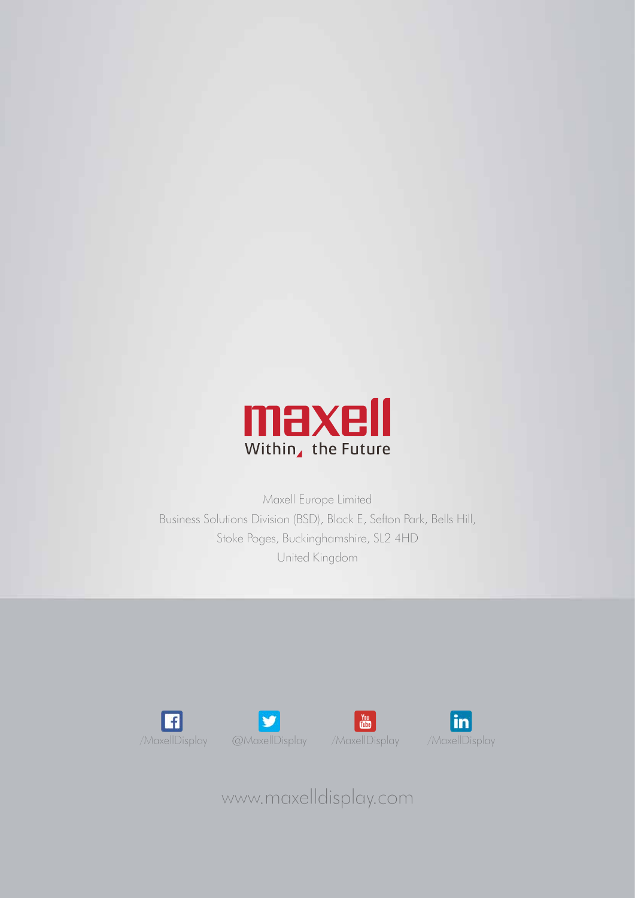maxell

Within the Future

Maxell Europe Limited

Business Solutions Division (BSD), Block E, Sefton Park, Bells Hill,

Stoke Poges, Buckinghamshire, SL2 4HD

United Kingdom

/MaxellDisplay @MaxellDisplay /MaxellDisplay /MaxellDisplay

www.maxelldisplay.com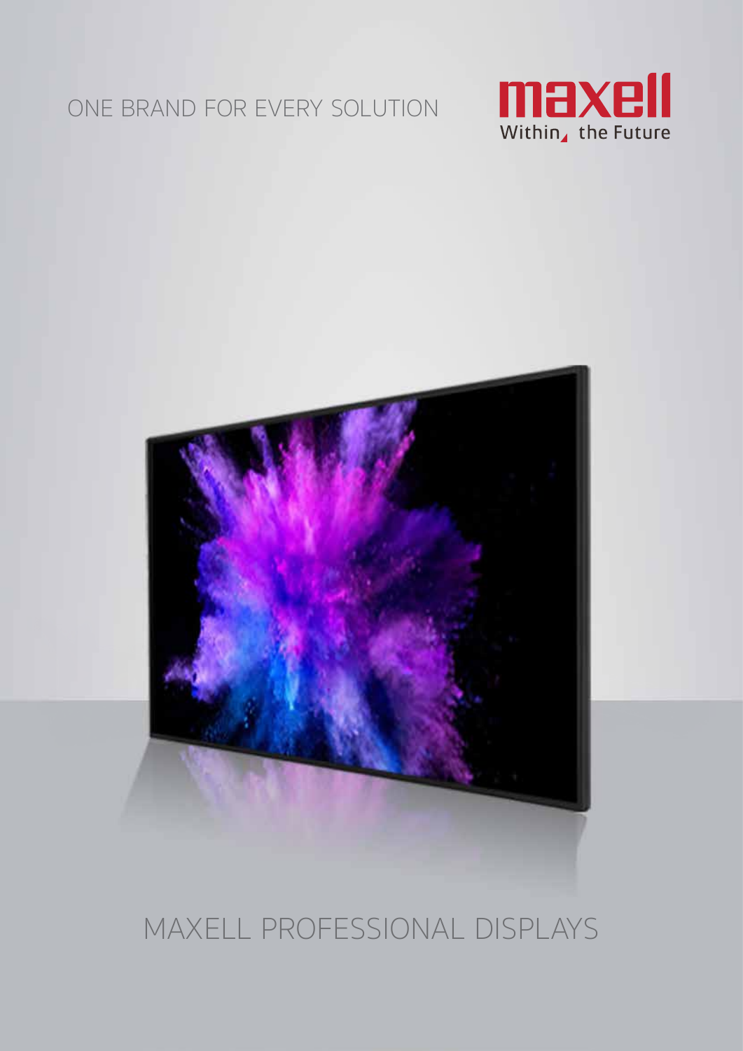ONE BRAND FOR EVERY SOLUTION

maxell
Within the Future

# MAXELL PROFESSIONAL DISPLAYS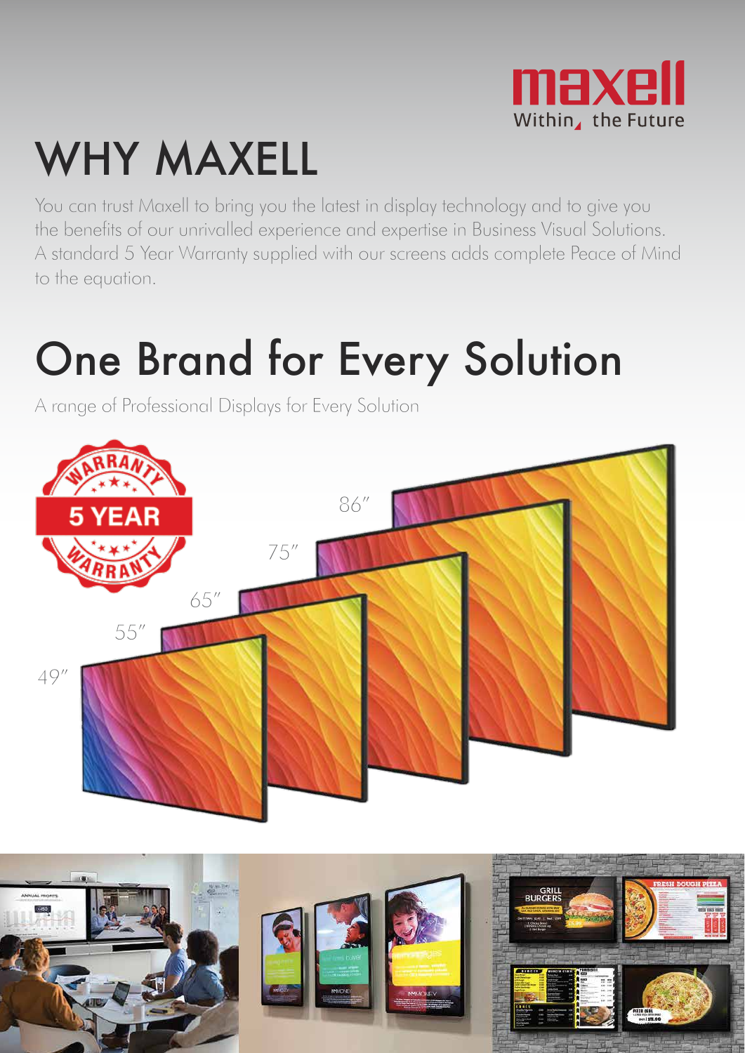maxell

Within the Future

# WHY MAXELL

You can trust Maxell to bring you the latest in display technology and to give you the benefits of our unrivalled experience and expertise in Business Visual Solutions. A standard 5 Year Warranty supplied with our screens adds complete Peace of Mind to the equation.

# One Brand for Every Solution

A range of Professional Displays for Every Solution

WARRANTY 5 YEAR WARRANTY

86″

75″

65″

55″

49″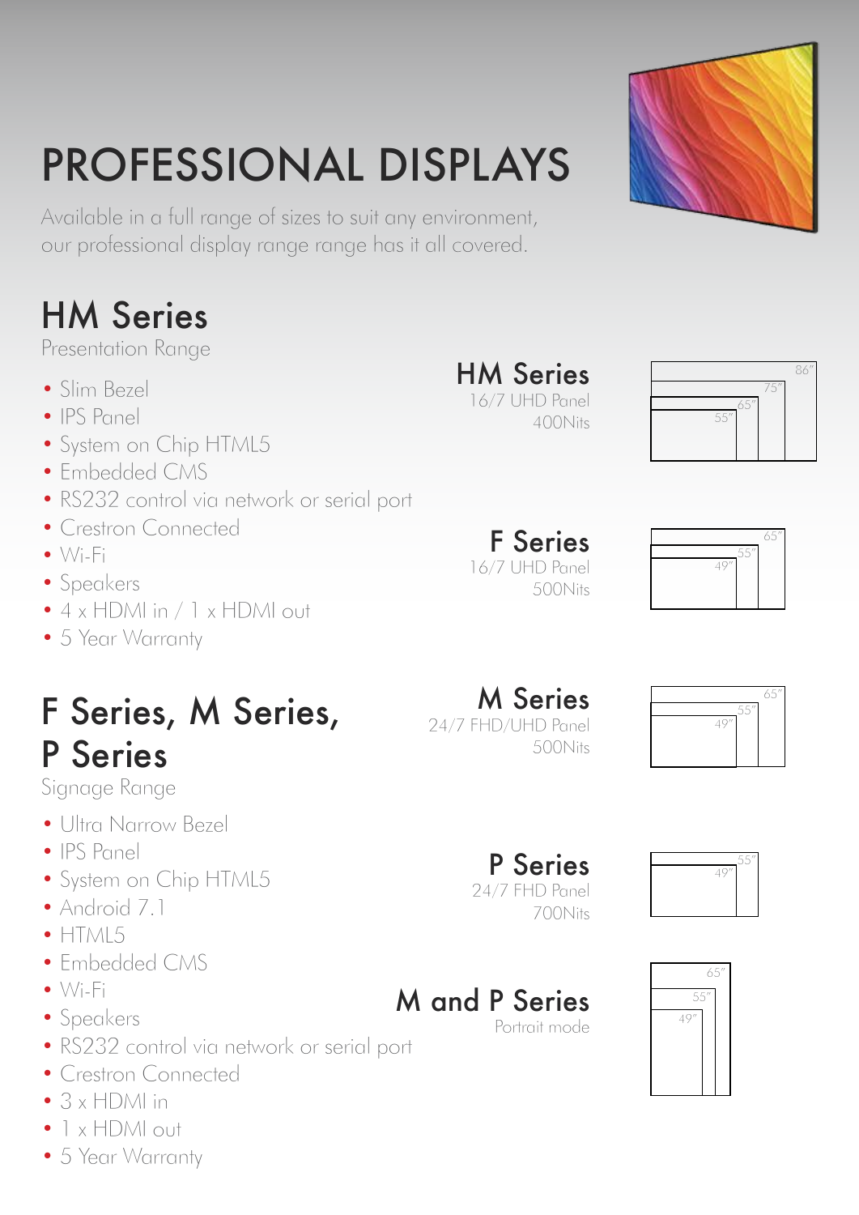# PROFESSIONAL DISPLAYS

Available in a full range of sizes to suit any environment, our professional display range range has it all covered.

## HM Series

Presentation Range

- Slim Bezel
- IPS Panel
- System on Chip HTML5
- Embedded CMS
- RS232 control via network or serial port
- Crestron Connected
- Wi-Fi
- Speakers
- 4 x HDMI in / 1 x HDMI out
- 5 Year Warranty

## F Series, M Series, P Series

Signage Range

- Ultra Narrow Bezel
- IPS Panel
- System on Chip HTML5
- Android 7.1
- HTML5
- Embedded CMS
- Wi-Fi
- Speakers
- RS232 control via network or serial port
- Crestron Connected
- 3 x HDMI in
- 1 x HDMI out
- 5 Year Warranty

### HM Series

16/7 UHD Panel
400Nits

86″ 75″ 65″ 55″

### F Series

16/7 UHD Panel
500Nits

65″ 55″ 49″

### M Series

24/7 FHD/UHD Panel
500Nits

65″ 55″ 49″

### P Series

24/7 FHD Panel
700Nits

55″ 49″

### M and P Series

Portrait mode

65″ 55″ 49″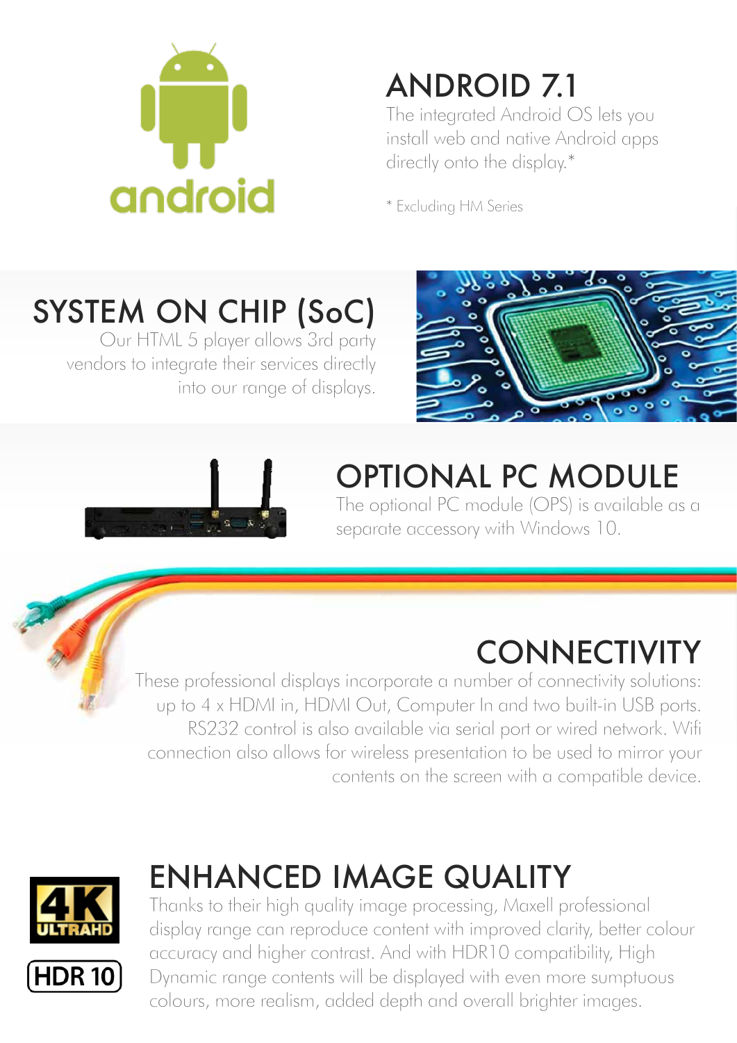## ANDROID 7.1

The integrated Android OS lets you install web and native Android apps directly onto the display.*

* Excluding HM Series

## SYSTEM ON CHIP (SoC)

Our HTML 5 player allows 3rd party vendors to integrate their services directly into our range of displays.

## OPTIONAL PC MODULE

The optional PC module (OPS) is available as a separate accessory with Windows 10.

## CONNECTIVITY

These professional displays incorporate a number of connectivity solutions: up to 4 x HDMI in, HDMI Out, Computer In and two built-in USB ports. RS232 control is also available via serial port or wired network. Wifi connection also allows for wireless presentation to be used to mirror your contents on the screen with a compatible device.

## ENHANCED IMAGE QUALITY

Thanks to their high quality image processing, Maxell professional display range can reproduce content with improved clarity, better colour accuracy and higher contrast. And with HDR10 compatibility, High Dynamic range contents will be displayed with even more sumptuous colours, more realism, added depth and overall brighter images.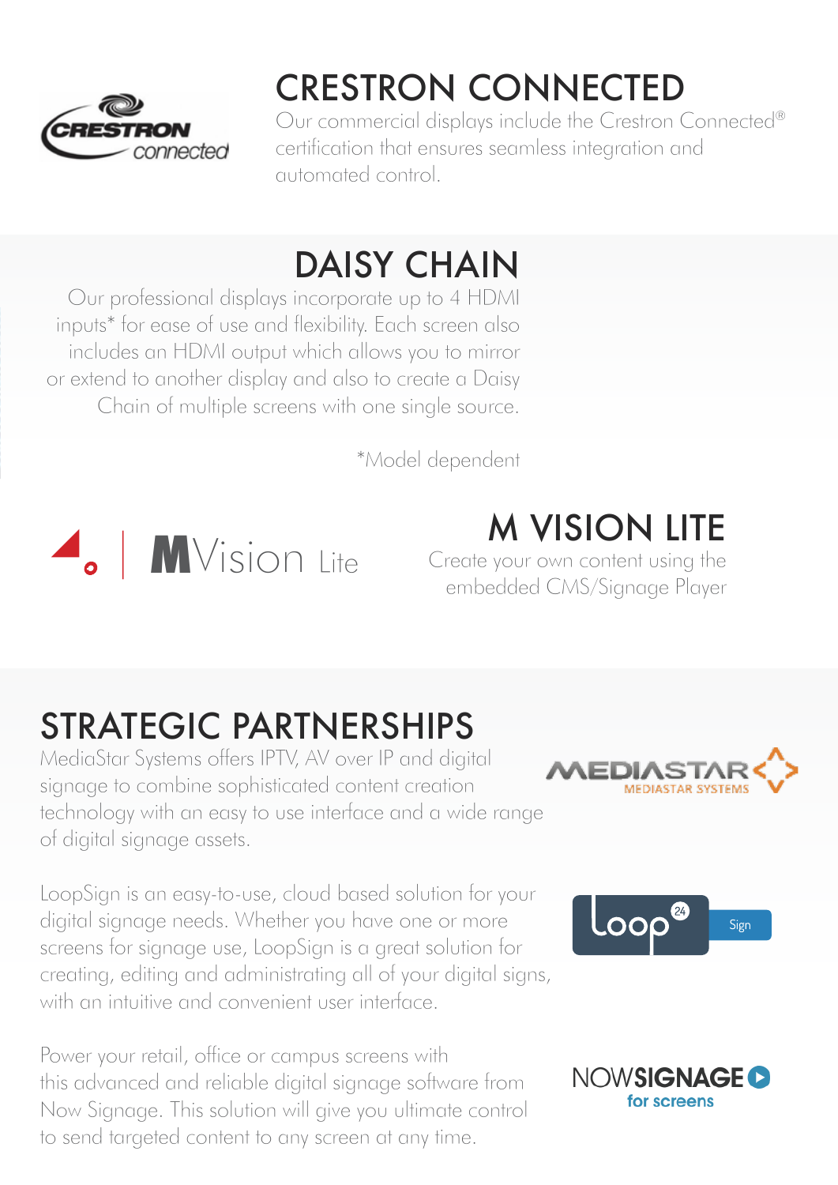## CRESTRON CONNECTED

Our commercial displays include the Crestron Connected® certification that ensures seamless integration and automated control.

## DAISY CHAIN

Our professional displays incorporate up to 4 HDMI inputs* for ease of use and flexibility. Each screen also includes an HDMI output which allows you to mirror or extend to another display and also to create a Daisy Chain of multiple screens with one single source.

*Model dependent

## M VISION LITE

Create your own content using the embedded CMS/Signage Player

## STRATEGIC PARTNERSHIPS

MediaStar Systems offers IPTV, AV over IP and digital signage to combine sophisticated content creation technology with an easy to use interface and a wide range of digital signage assets.

LoopSign is an easy-to-use, cloud based solution for your digital signage needs. Whether you have one or more screens for signage use, LoopSign is a great solution for creating, editing and administrating all of your digital signs, with an intuitive and convenient user interface.

Power your retail, office or campus screens with this advanced and reliable digital signage software from Now Signage. This solution will give you ultimate control to send targeted content to any screen at any time.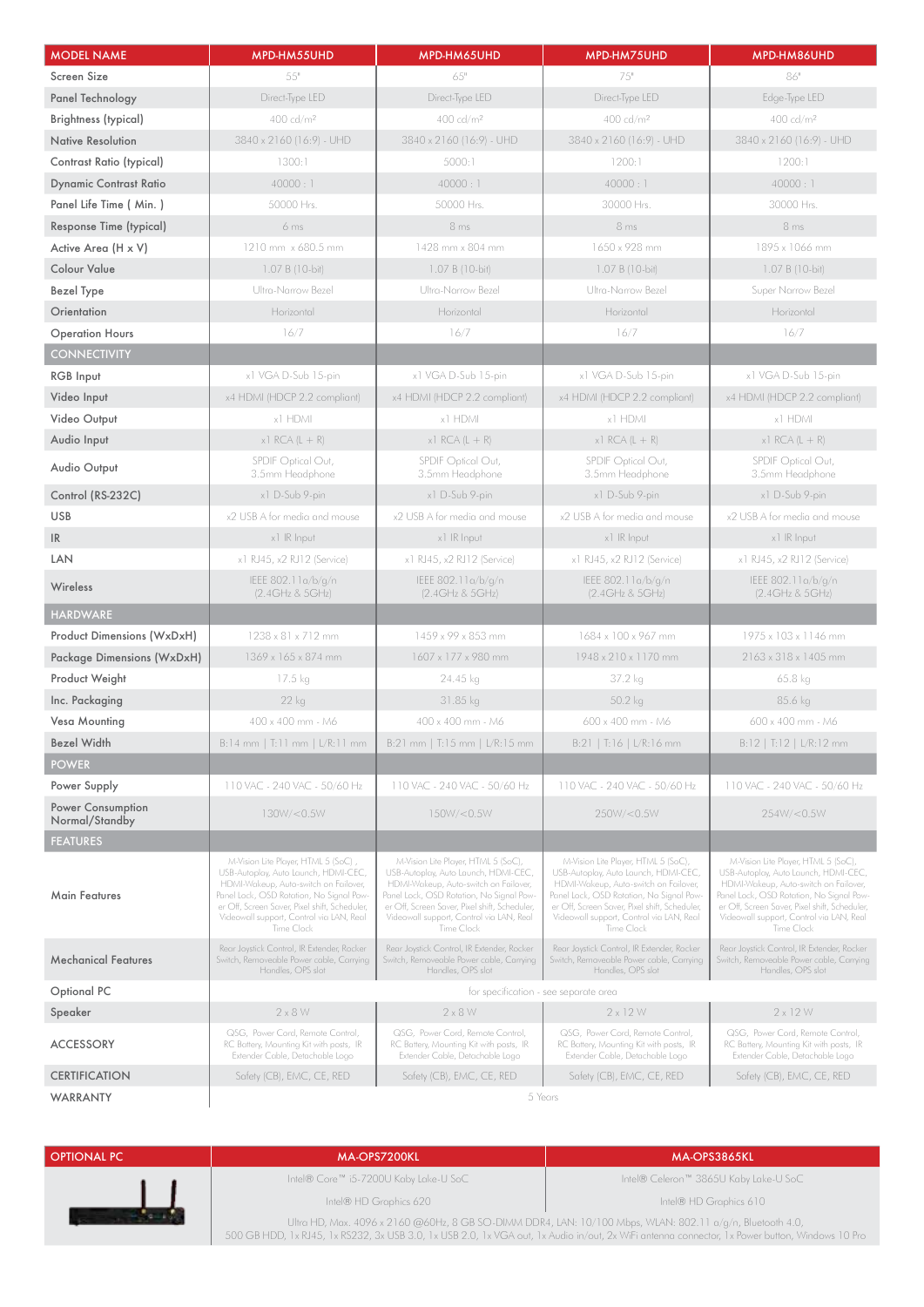| MODEL NAME | MPD-HM55UHD | MPD-HM65UHD | MPD-HM75UHD | MPD-HM86UHD |
|---|---|---|---|---|
| Screen Size | 55" | 65" | 75" | 86" |
| Panel Technology | Direct-Type LED | Direct-Type LED | Direct-Type LED | Edge-Type LED |
| Brightness (typical) | 400 cd/m² | 400 cd/m² | 400 cd/m² | 400 cd/m² |
| Native Resolution | 3840 x 2160 (16:9) - UHD | 3840 x 2160 (16:9) - UHD | 3840 x 2160 (16:9) - UHD | 3840 x 2160 (16:9) - UHD |
| Contrast Ratio (typical) | 1300:1 | 5000:1 | 1200:1 | 1200:1 |
| Dynamic Contrast Ratio | 40000 : 1 | 40000 : 1 | 40000 : 1 | 40000 : 1 |
| Panel Life Time ( Min. ) | 50000 Hrs. | 50000 Hrs. | 30000 Hrs. | 30000 Hrs. |
| Response Time (typical) | 6 ms | 8 ms | 8 ms | 8 ms |
| Active Area (H x V) | 1210 mm x 680.5 mm | 1428 mm x 804 mm | 1650 x 928 mm | 1895 x 1066 mm |
| Colour Value | 1.07 B (10-bit) | 1.07 B (10-bit) | 1.07 B (10-bit) | 1.07 B (10-bit) |
| Bezel Type | Ultra-Narrow Bezel | Ultra-Narrow Bezel | Ultra-Narrow Bezel | Super Narrow Bezel |
| Orientation | Horizontal | Horizontal | Horizontal | Horizontal |
| Operation Hours | 16/7 | 16/7 | 16/7 | 16/7 |
| **CONNECTIVITY** | | | | |
| RGB Input | x1 VGA D-Sub 15-pin | x1 VGA D-Sub 15-pin | x1 VGA D-Sub 15-pin | x1 VGA D-Sub 15-pin |
| Video Input | x4 HDMI (HDCP 2.2 compliant) | x4 HDMI (HDCP 2.2 compliant) | x4 HDMI (HDCP 2.2 compliant) | x4 HDMI (HDCP 2.2 compliant) |
| Video Output | x1 HDMI | x1 HDMI | x1 HDMI | x1 HDMI |
| Audio Input | x1 RCA (L + R) | x1 RCA (L + R) | x1 RCA (L + R) | x1 RCA (L + R) |
| Audio Output | SPDIF Optical Out, 3.5mm Headphone | SPDIF Optical Out, 3.5mm Headphone | SPDIF Optical Out, 3.5mm Headphone | SPDIF Optical Out, 3.5mm Headphone |
| Control (RS-232C) | x1 D-Sub 9-pin | x1 D-Sub 9-pin | x1 D-Sub 9-pin | x1 D-Sub 9-pin |
| USB | x2 USB A for media and mouse | x2 USB A for media and mouse | x2 USB A for media and mouse | x2 USB A for media and mouse |
| IR | x1 IR Input | x1 IR Input | x1 IR Input | x1 IR Input |
| LAN | x1 RJ45, x2 RJ12 (Service) | x1 RJ45, x2 RJ12 (Service) | x1 RJ45, x2 RJ12 (Service) | x1 RJ45, x2 RJ12 (Service) |
| Wireless | IEEE 802.11a/b/g/n (2.4GHz & 5GHz) | IEEE 802.11a/b/g/n (2.4GHz & 5GHz) | IEEE 802.11a/b/g/n (2.4GHz & 5GHz) | IEEE 802.11a/b/g/n (2.4GHz & 5GHz) |
| **HARDWARE** | | | | |
| Product Dimensions (WxDxH) | 1238 x 81 x 712 mm | 1459 x 99 x 853 mm | 1684 x 100 x 967 mm | 1975 x 103 x 1146 mm |
| Package Dimensions (WxDxH) | 1369 x 165 x 874 mm | 1607 x 177 x 980 mm | 1948 x 210 x 1170 mm | 2163 x 318 x 1405 mm |
| Product Weight | 17.5 kg | 24.45 kg | 37.2 kg | 65.8 kg |
| Inc. Packaging | 22 kg | 31.85 kg | 50.2 kg | 85.6 kg |
| Vesa Mounting | 400 x 400 mm - M6 | 400 x 400 mm - M6 | 600 x 400 mm - M6 | 600 x 400 mm - M6 |
| Bezel Width | B:14 mm \| T:11 mm \| L/R:11 mm | B:21 mm \| T:15 mm \| L/R:15 mm | B:21 \| T:16 \| L/R:16 mm | B:12 \| T:12 \| L/R:12 mm |
| **POWER** | | | | |
| Power Supply | 110 VAC - 240 VAC - 50/60 Hz | 110 VAC - 240 VAC - 50/60 Hz | 110 VAC - 240 VAC - 50/60 Hz | 110 VAC - 240 VAC - 50/60 Hz |
| Power Consumption Normal/Standby | 130W/<0.5W | 150W/<0.5W | 250W/<0.5W | 254W/<0.5W |
| **FEATURES** | | | | |
| Main Features | M-Vision Lite Player, HTML 5 (SoC), USB-Autoplay, Auto Launch, HDMI-CEC, HDMI-Wakeup, Auto-switch on Failover, Panel Lock, OSD Rotation, No Signal Power Off, Screen Saver, Pixel shift, Scheduler, Videowall support, Control via LAN, Real Time Clock | M-Vision Lite Player, HTML 5 (SoC), USB-Autoplay, Auto Launch, HDMI-CEC, HDMI-Wakeup, Auto-switch on Failover, Panel Lock, OSD Rotation, No Signal Power Off, Screen Saver, Pixel shift, Scheduler, Videowall support, Control via LAN, Real Time Clock | M-Vision Lite Player, HTML 5 (SoC), USB-Autoplay, Auto Launch, HDMI-CEC, HDMI-Wakeup, Auto-switch on Failover, Panel Lock, OSD Rotation, No Signal Power Off, Screen Saver, Pixel shift, Scheduler, Videowall support, Control via LAN, Real Time Clock | M-Vision Lite Player, HTML 5 (SoC), USB-Autoplay, Auto Launch, HDMI-CEC, HDMI-Wakeup, Auto-switch on Failover, Panel Lock, OSD Rotation, No Signal Power Off, Screen Saver, Pixel shift, Scheduler, Videowall support, Control via LAN, Real Time Clock |
| Mechanical Features | Rear Joystick Control, IR Extender, Rocker Switch, Removeable Power cable, Carrying Handles, OPS slot | Rear Joystick Control, IR Extender, Rocker Switch, Removeable Power cable, Carrying Handles, OPS slot | Rear Joystick Control, IR Extender, Rocker Switch, Removeable Power cable, Carrying Handles, OPS slot | Rear Joystick Control, IR Extender, Rocker Switch, Removeable Power cable, Carrying Handles, OPS slot |
| Optional PC | for specification - see separate area | | | |
| Speaker | 2 x 8 W | 2 x 8 W | 2 x 12 W | 2 x 12 W |
| ACCESSORY | QSG, Power Cord, Remote Control, RC Battery, Mounting Kit with posts, IR Extender Cable, Detachable Logo | QSG, Power Cord, Remote Control, RC Battery, Mounting Kit with posts, IR Extender Cable, Detachable Logo | QSG, Power Cord, Remote Control, RC Battery, Mounting Kit with posts, IR Extender Cable, Detachable Logo | QSG, Power Cord, Remote Control, RC Battery, Mounting Kit with posts, IR Extender Cable, Detachable Logo |
| CERTIFICATION | Safety (CB), EMC, CE, RED | Safety (CB), EMC, CE, RED | Safety (CB), EMC, CE, RED | Safety (CB), EMC, CE, RED |
| WARRANTY | 5 Years | | | |

| OPTIONAL PC | MA-OPS7200KL | MA-OPS3865KL |
|---|---|---|
| | Intel® Core™ i5-7200U Kaby Lake-U SoC | Intel® Celeron™ 3865U Kaby Lake-U SoC |
| | Intel® HD Graphics 620 | Intel® HD Graphics 610 |
| | Ultra HD, Max. 4096 x 2160 @60Hz, 8 GB SO-DIMM DDR4, LAN: 10/100 Mbps, WLAN: 802.11 a/g/n, Bluetooth 4.0, 500 GB HDD, 1x RJ45, 1x RS232, 3x USB 3.0, 1x USB 2.0, 1x VGA out, 1x Audio in/out, 2x WiFi antenna connector, 1x Power button, Windows 10 Pro | |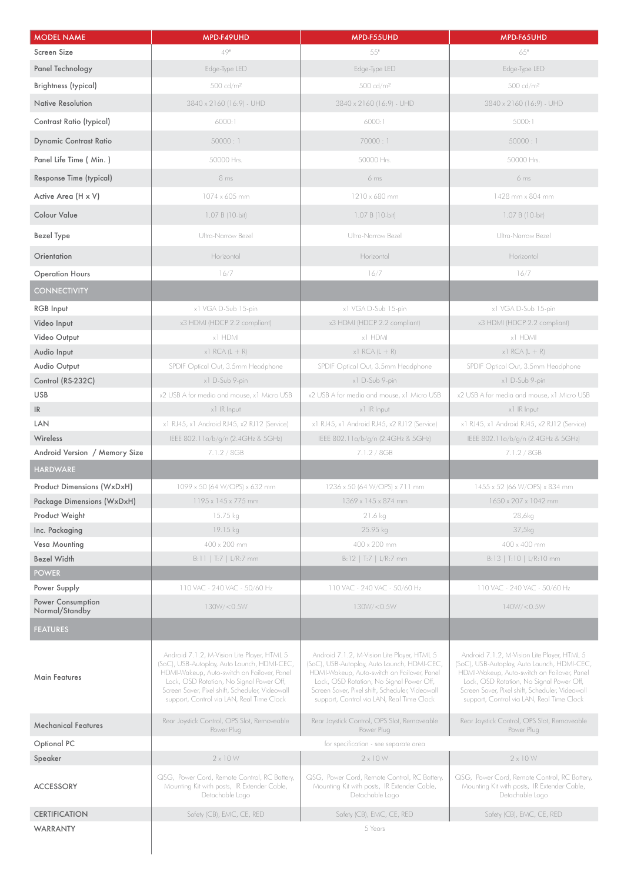| MODEL NAME | MPD-F49UHD | MPD-F55UHD | MPD-F65UHD |
|---|---|---|---|
| Screen Size | 49" | 55" | 65" |
| Panel Technology | Edge-Type LED | Edge-Type LED | Edge-Type LED |
| Brightness (typical) | 500 cd/m² | 500 cd/m² | 500 cd/m² |
| Native Resolution | 3840 x 2160 (16:9) - UHD | 3840 x 2160 (16:9) - UHD | 3840 x 2160 (16:9) - UHD |
| Contrast Ratio (typical) | 6000:1 | 6000:1 | 5000:1 |
| Dynamic Contrast Ratio | 50000 : 1 | 70000 : 1 | 50000 : 1 |
| Panel Life Time ( Min. ) | 50000 Hrs. | 50000 Hrs. | 50000 Hrs. |
| Response Time (typical) | 8 ms | 6 ms | 6 ms |
| Active Area (H x V) | 1074 x 605 mm | 1210 x 680 mm | 1428 mm x 804 mm |
| Colour Value | 1.07 B (10-bit) | 1.07 B (10-bit) | 1.07 B (10-bit) |
| Bezel Type | Ultra-Narrow Bezel | Ultra-Narrow Bezel | Ultra-Narrow Bezel |
| Orientation | Horizontal | Horizontal | Horizontal |
| Operation Hours | 16/7 | 16/7 | 16/7 |
| CONNECTIVITY | | | |
| RGB Input | x1 VGA D-Sub 15-pin | x1 VGA D-Sub 15-pin | x1 VGA D-Sub 15-pin |
| Video Input | x3 HDMI (HDCP 2.2 compliant) | x3 HDMI (HDCP 2.2 compliant) | x3 HDMI (HDCP 2.2 compliant) |
| Video Output | x1 HDMI | x1 HDMI | x1 HDMI |
| Audio Input | x1 RCA (L + R) | x1 RCA (L + R) | x1 RCA (L + R) |
| Audio Output | SPDIF Optical Out, 3.5mm Headphone | SPDIF Optical Out, 3.5mm Headphone | SPDIF Optical Out, 3.5mm Headphone |
| Control (RS-232C) | x1 D-Sub 9-pin | x1 D-Sub 9-pin | x1 D-Sub 9-pin |
| USB | x2 USB A for media and mouse, x1 Micro USB | x2 USB A for media and mouse, x1 Micro USB | x2 USB A for media and mouse, x1 Micro USB |
| IR | x1 IR Input | x1 IR Input | x1 IR Input |
| LAN | x1 RJ45, x1 Android RJ45, x2 RJ12 (Service) | x1 RJ45, x1 Android RJ45, x2 RJ12 (Service) | x1 RJ45, x1 Android RJ45, x2 RJ12 (Service) |
| Wireless | IEEE 802.11a/b/g/n (2.4GHz & 5GHz) | IEEE 802.11a/b/g/n (2.4GHz & 5GHz) | IEEE 802.11a/b/g/n (2.4GHz & 5GHz) |
| Android Version / Memory Size | 7.1.2 / 8GB | 7.1.2 / 8GB | 7.1.2 / 8GB |
| HARDWARE | | | |
| Product Dimensions (WxDxH) | 1099 x 50 (64 W/OPS) x 632 mm | 1236 x 50 (64 W/OPS) x 711 mm | 1455 x 52 (66 W/OPS) x 834 mm |
| Package Dimensions (WxDxH) | 1195 x 145 x 775 mm | 1369 x 145 x 874 mm | 1650 x 207 x 1042 mm |
| Product Weight | 15.75 kg | 21.6 kg | 28,6kg |
| Inc. Packaging | 19.15 kg | 25.95 kg | 37,5kg |
| Vesa Mounting | 400 x 200 mm | 400 x 200 mm | 400 x 400 mm |
| Bezel Width | B:11 \| T:7 \| L/R:7 mm | B:12 \| T:7 \| L/R:7 mm | B:13 \| T:10 \| L/R:10 mm |
| POWER | | | |
| Power Supply | 110 VAC - 240 VAC - 50/60 Hz | 110 VAC - 240 VAC - 50/60 Hz | 110 VAC - 240 VAC - 50/60 Hz |
| Power Consumption Normal/Standby | 130W/<0.5W | 130W/<0.5W | 140W/<0.5W |
| FEATURES | | | |
| Main Features | Android 7.1.2, M-Vision Lite Player, HTML 5 (SoC), USB-Autoplay, Auto Launch, HDMI-CEC, HDMI-Wakeup, Auto-switch on Failover, Panel Lock, OSD Rotation, No Signal Power Off, Screen Saver, Pixel shift, Scheduler, Videowall support, Control via LAN, Real Time Clock | Android 7.1.2, M-Vision Lite Player, HTML 5 (SoC), USB-Autoplay, Auto Launch, HDMI-CEC, HDMI-Wakeup, Auto-switch on Failover, Panel Lock, OSD Rotation, No Signal Power Off, Screen Saver, Pixel shift, Scheduler, Videowall support, Control via LAN, Real Time Clock | Android 7.1.2, M-Vision Lite Player, HTML 5 (SoC), USB-Autoplay, Auto Launch, HDMI-CEC, HDMI-Wakeup, Auto-switch on Failover, Panel Lock, OSD Rotation, No Signal Power Off, Screen Saver, Pixel shift, Scheduler, Videowall support, Control via LAN, Real Time Clock |
| Mechanical Features | Rear Joystick Control, OPS Slot, Removeable Power Plug | Rear Joystick Control, OPS Slot, Removeable Power Plug | Rear Joystick Control, OPS Slot, Removeable Power Plug |
| Optional PC | | for specification - see separate area | |
| Speaker | 2 x 10 W | 2 x 10 W | 2 x 10 W |
| ACCESSORY | QSG, Power Cord, Remote Control, RC Battery, Mounting Kit with posts, IR Extender Cable, Detachable Logo | QSG, Power Cord, Remote Control, RC Battery, Mounting Kit with posts, IR Extender Cable, Detachable Logo | QSG, Power Cord, Remote Control, RC Battery, Mounting Kit with posts, IR Extender Cable, Detachable Logo |
| CERTIFICATION | Safety (CB), EMC, CE, RED | Safety (CB), EMC, CE, RED | Safety (CB), EMC, CE, RED |
| WARRANTY | | 5 Years | |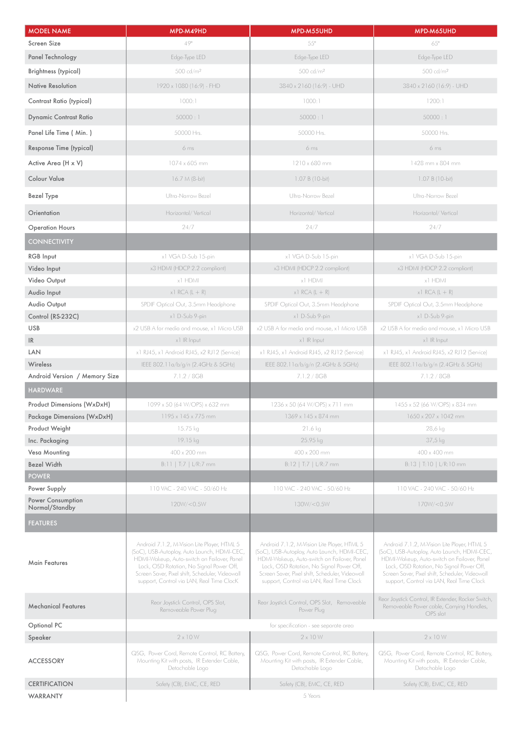| MODEL NAME | MPD-M49HD | MPD-M55UHD | MPD-M65UHD |
|---|---|---|---|
| Screen Size | 49" | 55" | 65" |
| Panel Technology | Edge-Type LED | Edge-Type LED | Edge-Type LED |
| Brightness (typical) | 500 cd/m² | 500 cd/m² | 500 cd/m² |
| Native Resolution | 1920 x 1080 (16:9) - FHD | 3840 x 2160 (16:9) - UHD | 3840 x 2160 (16:9) - UHD |
| Contrast Ratio (typical) | 1000:1 | 1000:1 | 1200:1 |
| Dynamic Contrast Ratio | 50000 : 1 | 50000 : 1 | 50000 : 1 |
| Panel Life Time ( Min. ) | 50000 Hrs. | 50000 Hrs. | 50000 Hrs. |
| Response Time (typical) | 6 ms | 6 ms | 6 ms |
| Active Area (H x V) | 1074 x 605 mm | 1210 x 680 mm | 1428 mm x 804 mm |
| Colour Value | 16.7 M (8-bit) | 1.07 B (10-bit) | 1.07 B (10-bit) |
| Bezel Type | Ultra-Narrow Bezel | Ultra-Narrow Bezel | Ultra-Narrow Bezel |
| Orientation | Horizontal/ Vertical | Horizontal/ Vertical | Horizontal/ Vertical |
| Operation Hours | 24/7 | 24/7 | 24/7 |
| **CONNECTIVITY** | | | |
| RGB Input | x1 VGA D-Sub 15-pin | x1 VGA D-Sub 15-pin | x1 VGA D-Sub 15-pin |
| Video Input | x3 HDMI (HDCP 2.2 compliant) | x3 HDMI (HDCP 2.2 compliant) | x3 HDMI (HDCP 2.2 compliant) |
| Video Output | x1 HDMI | x1 HDMI | x1 HDMI |
| Audio Input | x1 RCA (L + R) | x1 RCA (L + R) | x1 RCA (L + R) |
| Audio Output | SPDIF Optical Out, 3.5mm Headphone | SPDIF Optical Out, 3.5mm Headphone | SPDIF Optical Out, 3.5mm Headphone |
| Control (RS-232C) | x1 D-Sub 9-pin | x1 D-Sub 9-pin | x1 D-Sub 9-pin |
| USB | x2 USB A for media and mouse, x1 Micro USB | x2 USB A for media and mouse, x1 Micro USB | x2 USB A for media and mouse, x1 Micro USB |
| IR | x1 IR Input | x1 IR Input | x1 IR Input |
| LAN | x1 RJ45, x1 Android RJ45, x2 RJ12 (Service) | x1 RJ45, x1 Android RJ45, x2 RJ12 (Service) | x1 RJ45, x1 Android RJ45, x2 RJ12 (Service) |
| Wireless | IEEE 802.11a/b/g/n (2.4GHz & 5GHz) | IEEE 802.11a/b/g/n (2.4GHz & 5GHz) | IEEE 802.11a/b/g/n (2.4GHz & 5GHz) |
| Android Version / Memory Size | 7.1.2 / 8GB | 7.1.2 / 8GB | 7.1.2 / 8GB |
| **HARDWARE** | | | |
| Product Dimensions (WxDxH) | 1099 x 50 (64 W/OPS) x 632 mm | 1236 x 50 (64 W/OPS) x 711 mm | 1455 x 52 (66 W/OPS) x 834 mm |
| Package Dimensions (WxDxH) | 1195 x 145 x 775 mm | 1369 x 145 x 874 mm | 1650 x 207 x 1042 mm |
| Product Weight | 15.75 kg | 21.6 kg | 28,6 kg |
| Inc. Packaging | 19.15 kg | 25.95 kg | 37,5 kg |
| Vesa Mounting | 400 x 200 mm | 400 x 200 mm | 400 x 400 mm |
| Bezel Width | B:11 \| T:7 \| L/R:7 mm | B:12 \| T:7 \| L/R:7 mm | B:13 \| T:10 \| L/R:10 mm |
| **POWER** | | | |
| Power Supply | 110 VAC - 240 VAC - 50/60 Hz | 110 VAC - 240 VAC - 50/60 Hz | 110 VAC - 240 VAC - 50/60 Hz |
| Power Consumption Normal/Standby | 120W/<0.5W | 130W/<0.5W | 170W/<0.5W |
| **FEATURES** | | | |
| Main Features | Android 7.1.2, M-Vision Lite Player, HTML 5 (SoC), USB-Autoplay, Auto Launch, HDMI-CEC, HDMI-Wakeup, Auto-switch on Failover, Panel Lock, OSD Rotation, No Signal Power Off, Screen Saver, Pixel shift, Scheduler, Videowall support, Control via LAN, Real Time Clock | Android 7.1.2, M-Vision Lite Player, HTML 5 (SoC), USB-Autoplay, Auto Launch, HDMI-CEC, HDMI-Wakeup, Auto-switch on Failover, Panel Lock, OSD Rotation, No Signal Power Off, Screen Saver, Pixel shift, Scheduler, Videowall support, Control via LAN, Real Time Clock | Android 7.1.2, M-Vision Lite Player, HTML 5 (SoC), USB-Autoplay, Auto Launch, HDMI-CEC, HDMI-Wakeup, Auto-switch on Failover, Panel Lock, OSD Rotation, No Signal Power Off, Screen Saver, Pixel shift, Scheduler, Videowall support, Control via LAN, Real Time Clock |
| Mechanical Features | Rear Joystick Control, OPS Slot, Removeable Power Plug | Rear Joystick Control, OPS Slot, Removeable Power Plug | Rear Joystick Control, IR Extender, Rocker Switch, Removeable Power cable, Carrying Handles, OPS slot |
| Optional PC | | for specification - see separate area | |
| Speaker | 2 x 10 W | 2 x 10 W | 2 x 10 W |
| ACCESSORY | QSG, Power Cord, Remote Control, RC Battery, Mounting Kit with posts, IR Extender Cable, Detachable Logo | QSG, Power Cord, Remote Control, RC Battery, Mounting Kit with posts, IR Extender Cable, Detachable Logo | QSG, Power Cord, Remote Control, RC Battery, Mounting Kit with posts, IR Extender Cable, Detachable Logo |
| CERTIFICATION | Safety (CB), EMC, CE, RED | Safety (CB), EMC, CE, RED | Safety (CB), EMC, CE, RED |
| WARRANTY | | 5 Years | |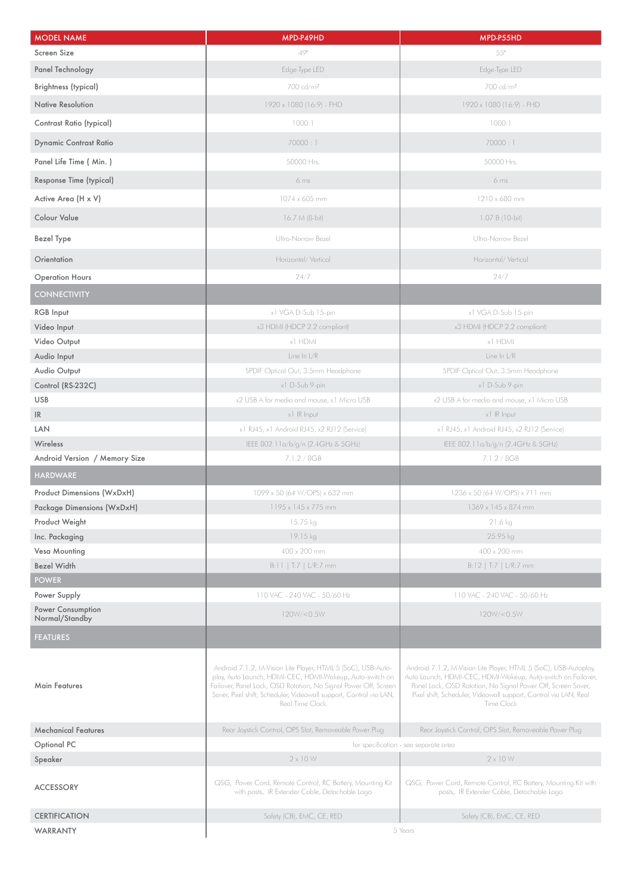| MODEL NAME | MPD-P49HD | MPD-P55HD |
|---|---|---|
| Screen Size | 49" | 55" |
| Panel Technology | Edge-Type LED | Edge-Type LED |
| Brightness (typical) | 700 cd/m² | 700 cd/m² |
| Native Resolution | 1920 x 1080 (16:9) - FHD | 1920 x 1080 (16:9) - FHD |
| Contrast Ratio (typical) | 1000:1 | 1000:1 |
| Dynamic Contrast Ratio | 70000 : 1 | 70000 : 1 |
| Panel Life Time ( Min. ) | 50000 Hrs. | 50000 Hrs. |
| Response Time (typical) | 6 ms | 6 ms |
| Active Area (H x V) | 1074 x 605 mm | 1210 x 680 mm |
| Colour Value | 16.7 M (8-bit) | 1.07 B (10-bit) |
| Bezel Type | Ultra-Narrow Bezel | Ultra-Narrow Bezel |
| Orientation | Horizontal/ Vertical | Horizontal/ Vertical |
| Operation Hours | 24/7 | 24/7 |
| CONNECTIVITY | | |
| RGB Input | x1 VGA D-Sub 15-pin | x1 VGA D-Sub 15-pin |
| Video Input | x3 HDMI (HDCP 2.2 compliant) | x3 HDMI (HDCP 2.2 compliant) |
| Video Output | x1 HDMI | x1 HDMI |
| Audio Input | Line In L/R | Line In L/R |
| Audio Output | SPDIF Optical Out, 3.5mm Headphone | SPDIF Optical Out, 3.5mm Headphone |
| Control (RS-232C) | x1 D-Sub 9-pin | x1 D-Sub 9-pin |
| USB | x2 USB A for media and mouse, x1 Micro USB | x2 USB A for media and mouse, x1 Micro USB |
| IR | x1 IR Input | x1 IR Input |
| LAN | x1 RJ45, x1 Android RJ45, x2 RJ12 (Service) | x1 RJ45, x1 Android RJ45, x2 RJ12 (Service) |
| Wireless | IEEE 802.11a/b/g/n (2.4GHz & 5GHz) | IEEE 802.11a/b/g/n (2.4GHz & 5GHz) |
| Android Version / Memory Size | 7.1.2 / 8GB | 7.1.2 / 8GB |
| HARDWARE | | |
| Product Dimensions (WxDxH) | 1099 x 50 (64 W/OPS) x 632 mm | 1236 x 50 (64 W/OPS) x 711 mm |
| Package Dimensions (WxDxH) | 1195 x 145 x 775 mm | 1369 x 145 x 874 mm |
| Product Weight | 15.75 kg | 21.6 kg |
| Inc. Packaging | 19.15 kg | 25.95 kg |
| Vesa Mounting | 400 x 200 mm | 400 x 200 mm |
| Bezel Width | B:11 \| T:7 \| L/R:7 mm | B:12 \| T:7 \| L/R:7 mm |
| POWER | | |
| Power Supply | 110 VAC - 240 VAC - 50/60 Hz | 110 VAC - 240 VAC - 50/60 Hz |
| Power Consumption Normal/Standby | 120W/<0.5W | 120W/<0.5W |
| FEATURES | | |
| Main Features | Android 7.1.2, M-Vision Lite Player, HTML 5 (SoC), USB-Auto-play, Auto Launch, HDMI-CEC, HDMI-Wakeup, Auto-switch on Failover, Panel Lock, OSD Rotation, No Signal Power Off, Screen Saver, Pixel shift, Scheduler, Videowall support, Control via LAN, Real Time Clock | Android 7.1.2, M-Vision Lite Player, HTML 5 (SoC), USB-Autoplay, Auto Launch, HDMI-CEC, HDMI-Wakeup, Auto-switch on Failover, Panel Lock, OSD Rotation, No Signal Power Off, Screen Saver, Pixel shift, Scheduler, Videowall support, Control via LAN, Real Time Clock |
| Mechanical Features | Rear Joystick Control, OPS Slot, Removeable Power Plug | Rear Joystick Control, OPS Slot, Removeable Power Plug |
| Optional PC | for specification - see separate area | |
| Speaker | 2 x 10 W | 2 x 10 W |
| ACCESSORY | QSG, Power Cord, Remote Control, RC Battery, Mounting Kit with posts, IR Extender Cable, Detachable Logo | QSG, Power Cord, Remote Control, RC Battery, Mounting Kit with posts, IR Extender Cable, Detachable Logo |
| CERTIFICATION | Safety (CB), EMC, CE, RED | Safety (CB), EMC, CE, RED |
| WARRANTY | 5 Years | |